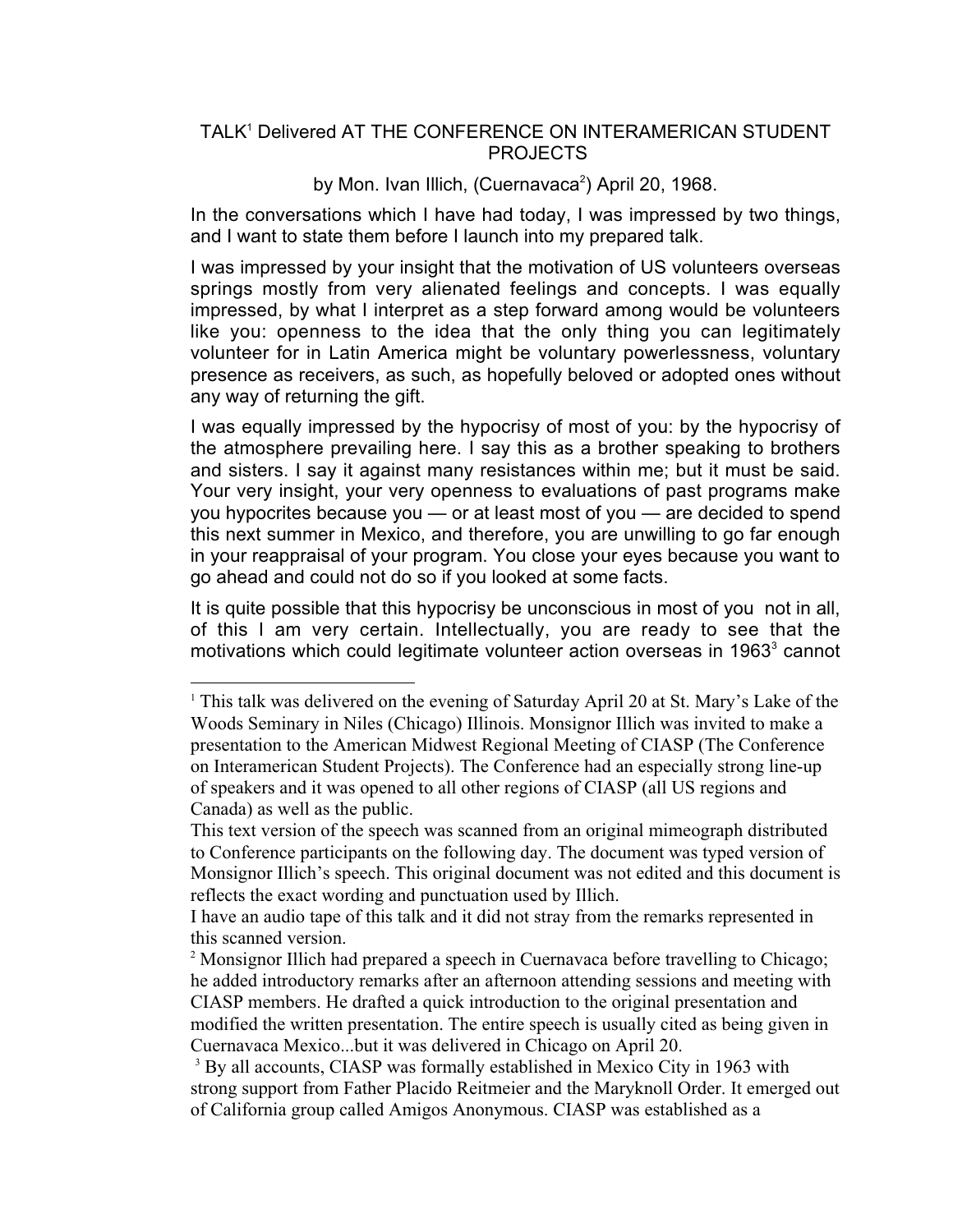# TALK[1] Delivered AT THE CONFERENCE ON INTERAMERICAN STUDENT PROJECTS

by Mon. Ivan Illich, (Cuernavaca[2]) April 20, 1968.

In the conversations which I have had today, I was impressed by two things, and I want to state them before I launch into my prepared talk.

I was impressed by your insight that the motivation of US volunteers overseas springs mostly from very alienated feelings and concepts. I was equally impressed, by what I interpret as a step forward among would be volunteers like you: openness to the idea that the only thing you can legitimately volunteer for in Latin America might be voluntary powerlessness, voluntary presence as receivers, as such, as hopefully beloved or adopted ones without any way of returning the gift.

I was equally impressed by the hypocrisy of most of you: by the hypocrisy of the atmosphere prevailing here. I say this as a brother speaking to brothers and sisters. I say it against many resistances within me; but it must be said. Your very insight, your very openness to evaluations of past programs make you hypocrites because you — or at least most of you — are decided to spend this next summer in Mexico, and therefore, you are unwilling to go far enough in your reappraisal of your program. You close your eyes because you want to go ahead and could not do so if you looked at some facts.

It is quite possible that this hypocrisy be unconscious in most of you not in all, of this I am very certain. Intellectually, you are ready to see that the motivations which could legitimate volunteer action overseas in 1963[3] cannot

---

[1] This talk was delivered on the evening of Saturday April 20 at St. Mary's Lake of the Woods Seminary in Niles (Chicago) Illinois. Monsignor Illich was invited to make a presentation to the American Midwest Regional Meeting of CIASP (The Conference on Interamerican Student Projects). The Conference had an especially strong line-up of speakers and it was opened to all other regions of CIASP (all US regions and Canada) as well as the public.
This text version of the speech was scanned from an original mimeograph distributed to Conference participants on the following day. The document was typed version of Monsignor Illich's speech. This original document was not edited and this document is reflects the exact wording and punctuation used by Illich.
I have an audio tape of this talk and it did not stray from the remarks represented in this scanned version.

[2] Monsignor Illich had prepared a speech in Cuernavaca before travelling to Chicago; he added introductory remarks after an afternoon attending sessions and meeting with CIASP members. He drafted a quick introduction to the original presentation and modified the written presentation. The entire speech is usually cited as being given in Cuernavaca Mexico...but it was delivered in Chicago on April 20.

[3] By all accounts, CIASP was formally established in Mexico City in 1963 with strong support from Father Placido Reitmeier and the Maryknoll Order. It emerged out of California group called Amigos Anonymous. CIASP was established as a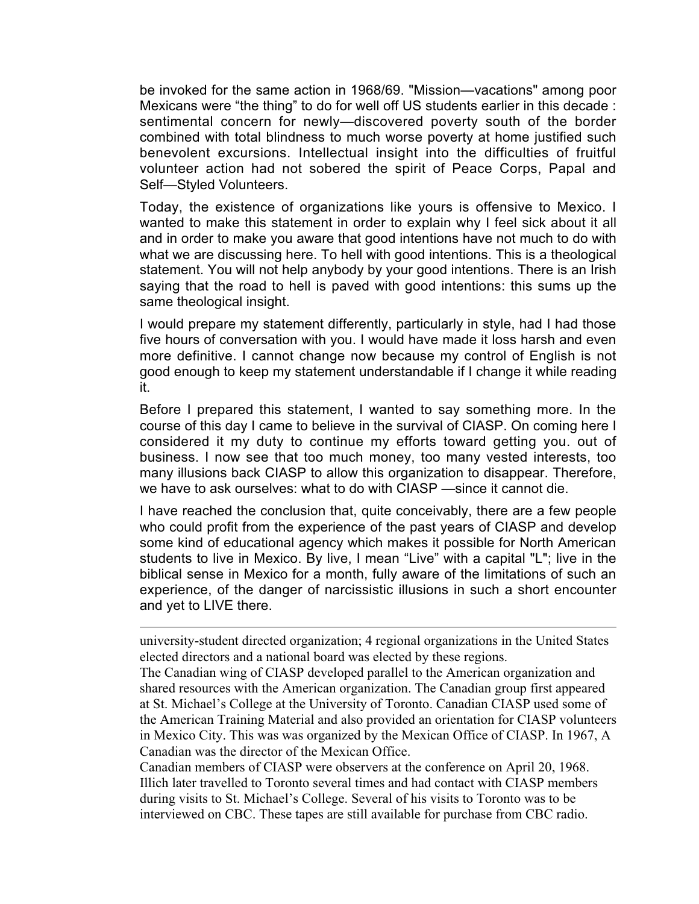be invoked for the same action in 1968/69. "Mission—vacations" among poor Mexicans were “the thing” to do for well off US students earlier in this decade : sentimental concern for newly—discovered poverty south of the border combined with total blindness to much worse poverty at home justified such benevolent excursions. Intellectual insight into the difficulties of fruitful volunteer action had not sobered the spirit of Peace Corps, Papal and Self—Styled Volunteers.

Today, the existence of organizations like yours is offensive to Mexico. I wanted to make this statement in order to explain why I feel sick about it all and in order to make you aware that good intentions have not much to do with what we are discussing here. To hell with good intentions. This is a theological statement. You will not help anybody by your good intentions. There is an Irish saying that the road to hell is paved with good intentions: this sums up the same theological insight.

I would prepare my statement differently, particularly in style, had I had those five hours of conversation with you. I would have made it loss harsh and even more definitive. I cannot change now because my control of English is not good enough to keep my statement understandable if I change it while reading it.

Before I prepared this statement, I wanted to say something more. In the course of this day I came to believe in the survival of CIASP. On coming here I considered it my duty to continue my efforts toward getting you. out of business. I now see that too much money, too many vested interests, too many illusions back CIASP to allow this organization to disappear. Therefore, we have to ask ourselves: what to do with CIASP —since it cannot die.

I have reached the conclusion that, quite conceivably, there are a few people who could profit from the experience of the past years of CIASP and develop some kind of educational agency which makes it possible for North American students to live in Mexico. By live, I mean “Live” with a capital "L"; live in the biblical sense in Mexico for a month, fully aware of the limitations of such an experience, of the danger of narcissistic illusions in such a short encounter and yet to LIVE there.

---

university-student directed organization; 4 regional organizations in the United States elected directors and a national board was elected by these regions.

The Canadian wing of CIASP developed parallel to the American organization and shared resources with the American organization. The Canadian group first appeared at St. Michael’s College at the University of Toronto. Canadian CIASP used some of the American Training Material and also provided an orientation for CIASP volunteers in Mexico City. This was was organized by the Mexican Office of CIASP. In 1967, A Canadian was the director of the Mexican Office.

Canadian members of CIASP were observers at the conference on April 20, 1968. Illich later travelled to Toronto several times and had contact with CIASP members during visits to St. Michael’s College. Several of his visits to Toronto was to be interviewed on CBC. These tapes are still available for purchase from CBC radio.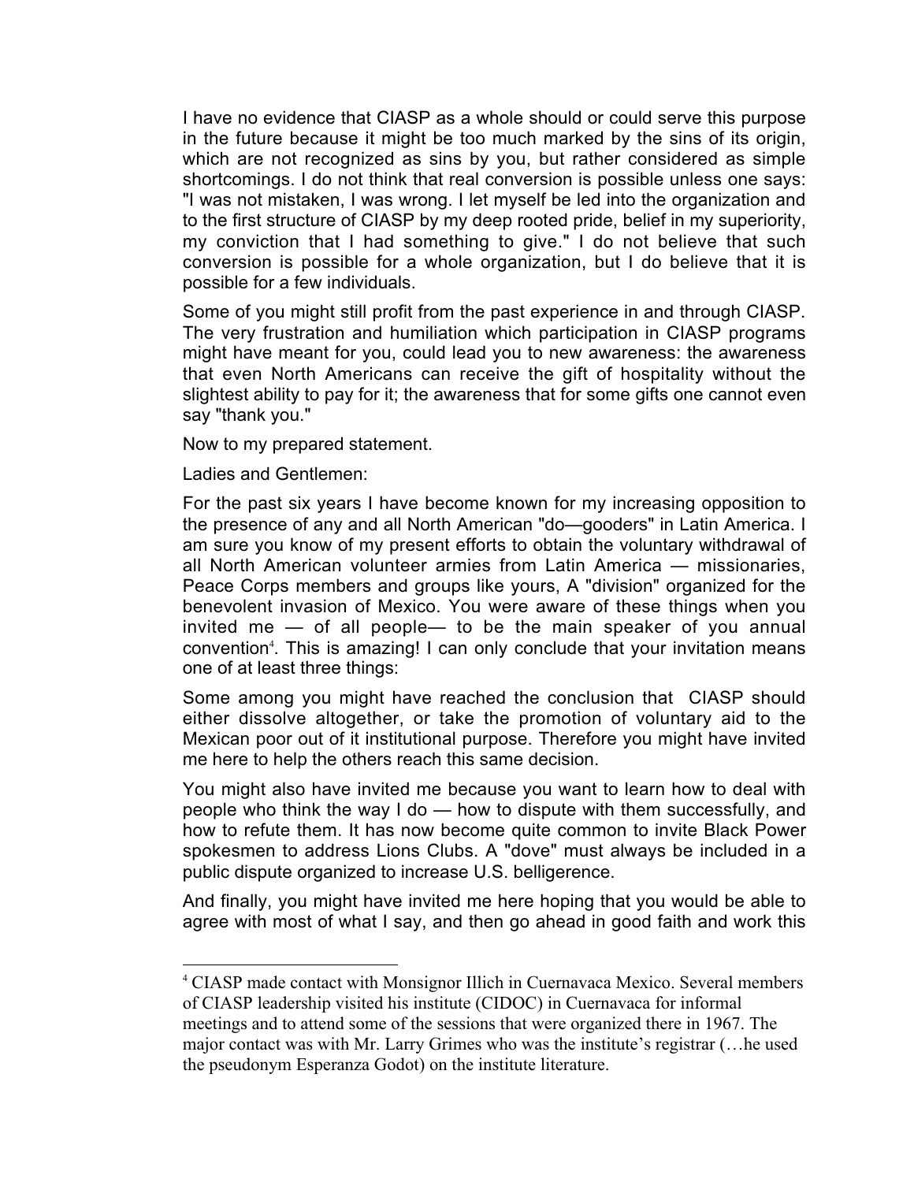I have no evidence that CIASP as a whole should or could serve this purpose in the future because it might be too much marked by the sins of its origin, which are not recognized as sins by you, but rather considered as simple shortcomings. I do not think that real conversion is possible unless one says: "I was not mistaken, I was wrong. I let myself be led into the organization and to the first structure of CIASP by my deep rooted pride, belief in my superiority, my conviction that I had something to give." I do not believe that such conversion is possible for a whole organization, but I do believe that it is possible for a few individuals.

Some of you might still profit from the past experience in and through CIASP. The very frustration and humiliation which participation in CIASP programs might have meant for you, could lead you to new awareness: the awareness that even North Americans can receive the gift of hospitality without the slightest ability to pay for it; the awareness that for some gifts one cannot even say "thank you."

Now to my prepared statement.

Ladies and Gentlemen:

For the past six years I have become known for my increasing opposition to the presence of any and all North American "do—gooders" in Latin America. I am sure you know of my present efforts to obtain the voluntary withdrawal of all North American volunteer armies from Latin America — missionaries, Peace Corps members and groups like yours, A "division" organized for the benevolent invasion of Mexico. You were aware of these things when you invited me — of all people— to be the main speaker of you annual convention[4]. This is amazing! I can only conclude that your invitation means one of at least three things:

Some among you might have reached the conclusion that CIASP should either dissolve altogether, or take the promotion of voluntary aid to the Mexican poor out of it institutional purpose. Therefore you might have invited me here to help the others reach this same decision.

You might also have invited me because you want to learn how to deal with people who think the way I do — how to dispute with them successfully, and how to refute them. It has now become quite common to invite Black Power spokesmen to address Lions Clubs. A "dove" must always be included in a public dispute organized to increase U.S. belligerence.

And finally, you might have invited me here hoping that you would be able to agree with most of what I say, and then go ahead in good faith and work this

[4] CIASP made contact with Monsignor Illich in Cuernavaca Mexico. Several members of CIASP leadership visited his institute (CIDOC) in Cuernavaca for informal meetings and to attend some of the sessions that were organized there in 1967. The major contact was with Mr. Larry Grimes who was the institute's registrar (…he used the pseudonym Esperanza Godot) on the institute literature.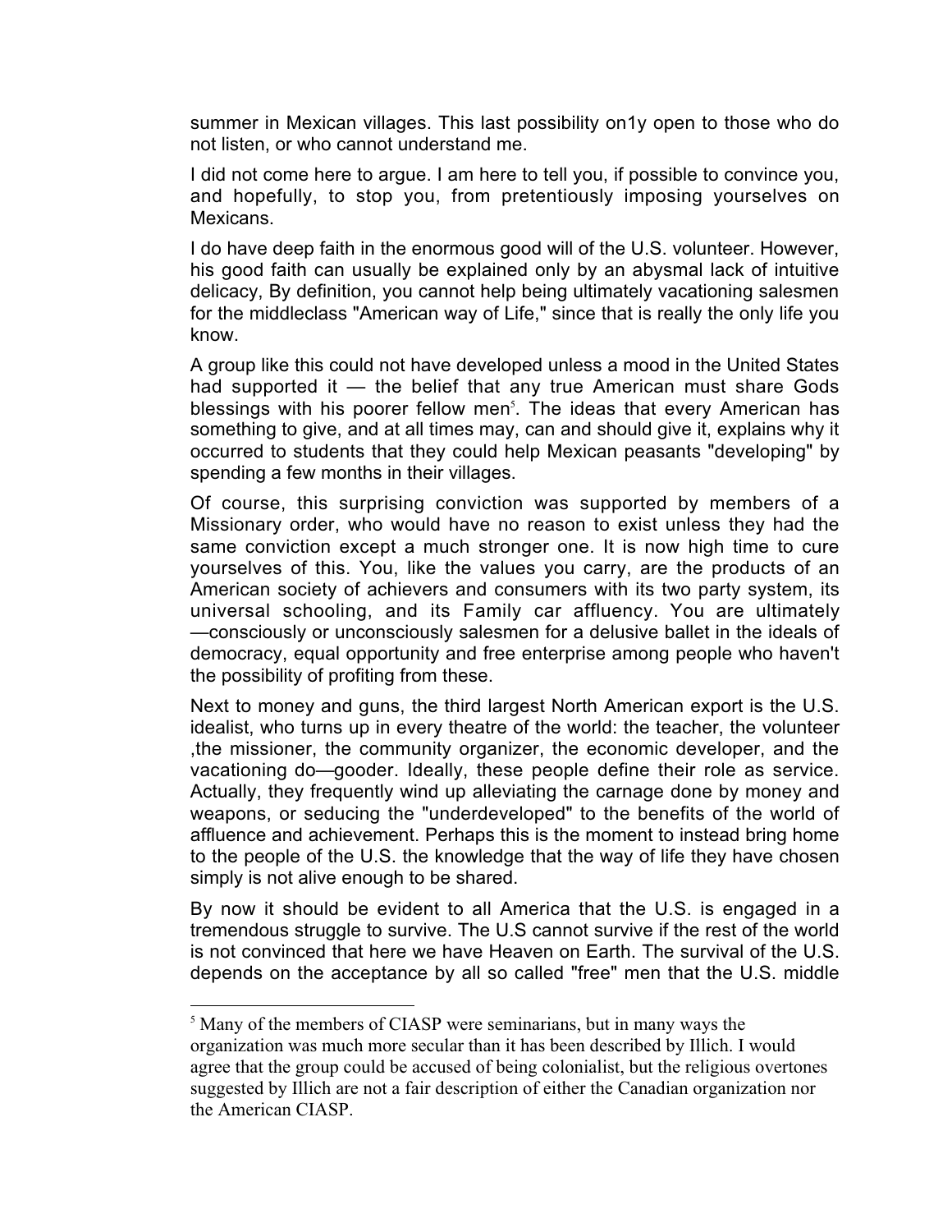summer in Mexican villages. This last possibility on1y open to those who do not listen, or who cannot understand me.

I did not come here to argue. I am here to tell you, if possible to convince you, and hopefully, to stop you, from pretentiously imposing yourselves on Mexicans.

I do have deep faith in the enormous good will of the U.S. volunteer. However, his good faith can usually be explained only by an abysmal lack of intuitive delicacy, By definition, you cannot help being ultimately vacationing salesmen for the middleclass "American way of Life," since that is really the only life you know.

A group like this could not have developed unless a mood in the United States had supported it — the belief that any true American must share Gods blessings with his poorer fellow men[5]. The ideas that every American has something to give, and at all times may, can and should give it, explains why it occurred to students that they could help Mexican peasants "developing" by spending a few months in their villages.

Of course, this surprising conviction was supported by members of a Missionary order, who would have no reason to exist unless they had the same conviction except a much stronger one. It is now high time to cure yourselves of this. You, like the values you carry, are the products of an American society of achievers and consumers with its two party system, its universal schooling, and its Family car affluency. You are ultimately —consciously or unconsciously salesmen for a delusive ballet in the ideals of democracy, equal opportunity and free enterprise among people who haven't the possibility of profiting from these.

Next to money and guns, the third largest North American export is the U.S. idealist, who turns up in every theatre of the world: the teacher, the volunteer ,the missioner, the community organizer, the economic developer, and the vacationing do—gooder. Ideally, these people define their role as service. Actually, they frequently wind up alleviating the carnage done by money and weapons, or seducing the "underdeveloped" to the benefits of the world of affluence and achievement. Perhaps this is the moment to instead bring home to the people of the U.S. the knowledge that the way of life they have chosen simply is not alive enough to be shared.

By now it should be evident to all America that the U.S. is engaged in a tremendous struggle to survive. The U.S cannot survive if the rest of the world is not convinced that here we have Heaven on Earth. The survival of the U.S. depends on the acceptance by all so called "free" men that the U.S. middle

---

[5] Many of the members of CIASP were seminarians, but in many ways the organization was much more secular than it has been described by Illich. I would agree that the group could be accused of being colonialist, but the religious overtones suggested by Illich are not a fair description of either the Canadian organization nor the American CIASP.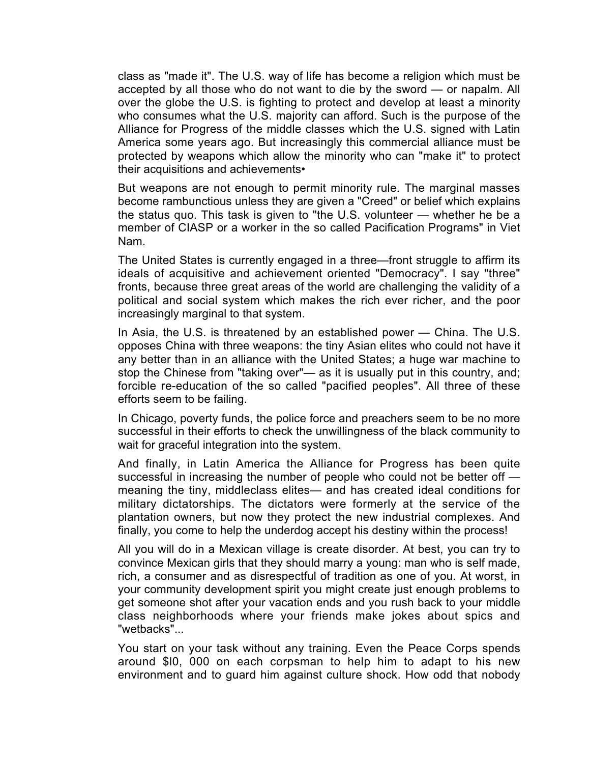class as "made it". The U.S. way of life has become a religion which must be accepted by all those who do not want to die by the sword — or napalm. All over the globe the U.S. is fighting to protect and develop at least a minority who consumes what the U.S. majority can afford. Such is the purpose of the Alliance for Progress of the middle classes which the U.S. signed with Latin America some years ago. But increasingly this commercial alliance must be protected by weapons which allow the minority who can "make it" to protect their acquisitions and achievements•

But weapons are not enough to permit minority rule. The marginal masses become rambunctious unless they are given a "Creed" or belief which explains the status quo. This task is given to "the U.S. volunteer — whether he be a member of CIASP or a worker in the so called Pacification Programs" in Viet Nam.

The United States is currently engaged in a three—front struggle to affirm its ideals of acquisitive and achievement oriented "Democracy". I say "three" fronts, because three great areas of the world are challenging the validity of a political and social system which makes the rich ever richer, and the poor increasingly marginal to that system.

In Asia, the U.S. is threatened by an established power — China. The U.S. opposes China with three weapons: the tiny Asian elites who could not have it any better than in an alliance with the United States; a huge war machine to stop the Chinese from "taking over"— as it is usually put in this country, and; forcible re-education of the so called "pacified peoples". All three of these efforts seem to be failing.

In Chicago, poverty funds, the police force and preachers seem to be no more successful in their efforts to check the unwillingness of the black community to wait for graceful integration into the system.

And finally, in Latin America the Alliance for Progress has been quite successful in increasing the number of people who could not be better off — meaning the tiny, middleclass elites— and has created ideal conditions for military dictatorships. The dictators were formerly at the service of the plantation owners, but now they protect the new industrial complexes. And finally, you come to help the underdog accept his destiny within the process!

All you will do in a Mexican village is create disorder. At best, you can try to convince Mexican girls that they should marry a young: man who is self made, rich, a consumer and as disrespectful of tradition as one of you. At worst, in your community development spirit you might create just enough problems to get someone shot after your vacation ends and you rush back to your middle class neighborhoods where your friends make jokes about spics and "wetbacks"...

You start on your task without any training. Even the Peace Corps spends around $l0, 000 on each corpsman to help him to adapt to his new environment and to guard him against culture shock. How odd that nobody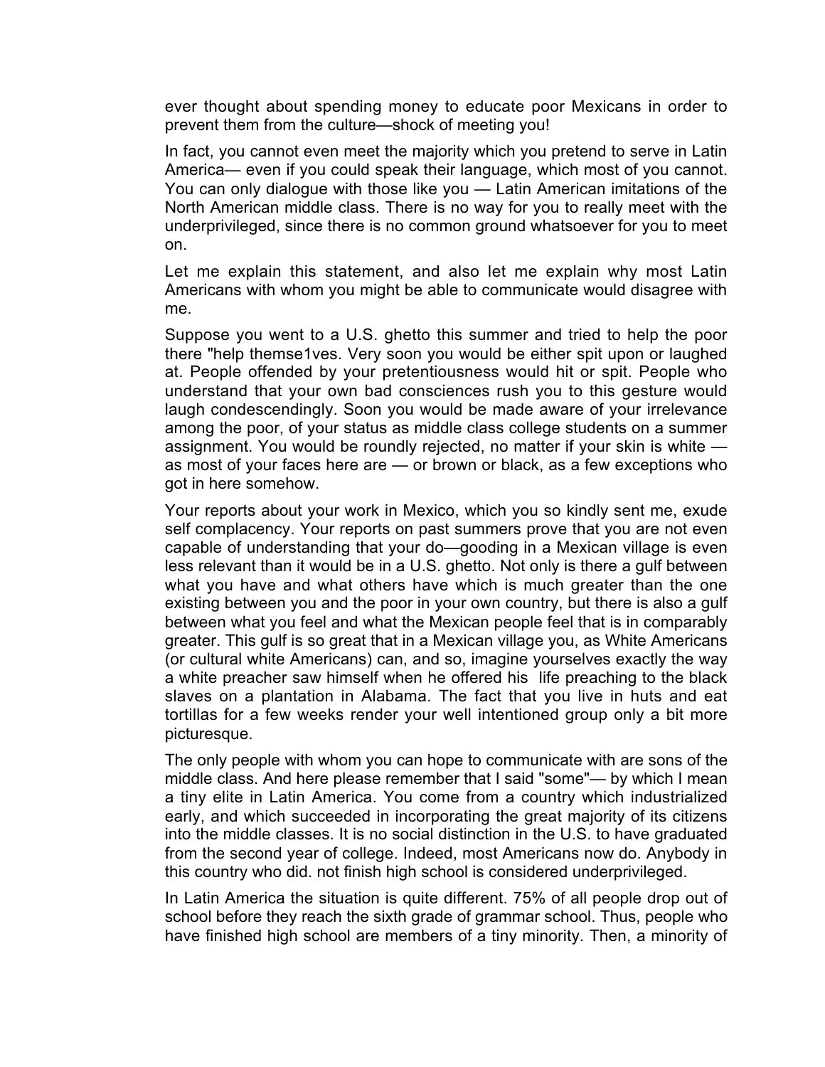ever thought about spending money to educate poor Mexicans in order to prevent them from the culture—shock of meeting you!

In fact, you cannot even meet the majority which you pretend to serve in Latin America— even if you could speak their language, which most of you cannot. You can only dialogue with those like you — Latin American imitations of the North American middle class. There is no way for you to really meet with the underprivileged, since there is no common ground whatsoever for you to meet on.

Let me explain this statement, and also let me explain why most Latin Americans with whom you might be able to communicate would disagree with me.

Suppose you went to a U.S. ghetto this summer and tried to help the poor there "help themse1ves. Very soon you would be either spit upon or laughed at. People offended by your pretentiousness would hit or spit. People who understand that your own bad consciences rush you to this gesture would laugh condescendingly. Soon you would be made aware of your irrelevance among the poor, of your status as middle class college students on a summer assignment. You would be roundly rejected, no matter if your skin is white — as most of your faces here are — or brown or black, as a few exceptions who got in here somehow.

Your reports about your work in Mexico, which you so kindly sent me, exude self complacency. Your reports on past summers prove that you are not even capable of understanding that your do—gooding in a Mexican village is even less relevant than it would be in a U.S. ghetto. Not only is there a gulf between what you have and what others have which is much greater than the one existing between you and the poor in your own country, but there is also a gulf between what you feel and what the Mexican people feel that is in comparably greater. This gulf is so great that in a Mexican village you, as White Americans (or cultural white Americans) can, and so, imagine yourselves exactly the way a white preacher saw himself when he offered his life preaching to the black slaves on a plantation in Alabama. The fact that you live in huts and eat tortillas for a few weeks render your well intentioned group only a bit more picturesque.

The only people with whom you can hope to communicate with are sons of the middle class. And here please remember that I said "some"— by which I mean a tiny elite in Latin America. You come from a country which industrialized early, and which succeeded in incorporating the great majority of its citizens into the middle classes. It is no social distinction in the U.S. to have graduated from the second year of college. Indeed, most Americans now do. Anybody in this country who did. not finish high school is considered underprivileged.

In Latin America the situation is quite different. 75% of all people drop out of school before they reach the sixth grade of grammar school. Thus, people who have finished high school are members of a tiny minority. Then, a minority of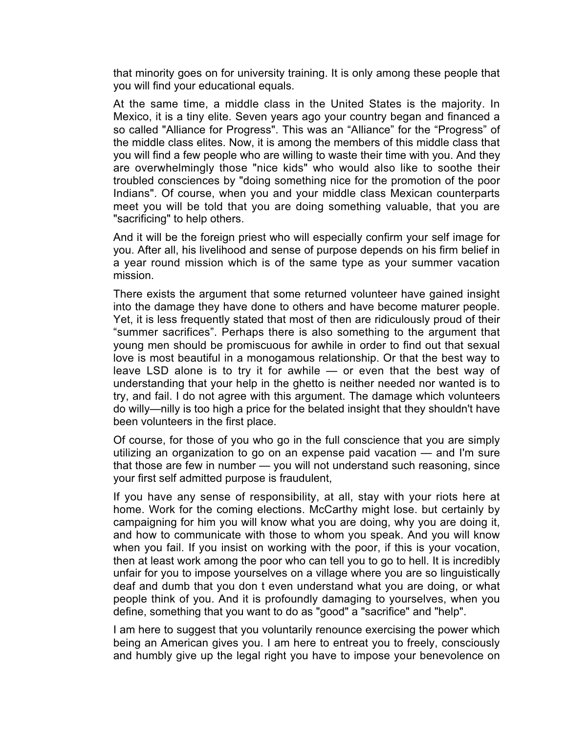that minority goes on for university training. It is only among these people that you will find your educational equals.

At the same time, a middle class in the United States is the majority. In Mexico, it is a tiny elite. Seven years ago your country began and financed a so called "Alliance for Progress". This was an “Alliance” for the “Progress” of the middle class elites. Now, it is among the members of this middle class that you will find a few people who are willing to waste their time with you. And they are overwhelmingly those "nice kids" who would also like to soothe their troubled consciences by "doing something nice for the promotion of the poor Indians". Of course, when you and your middle class Mexican counterparts meet you will be told that you are doing something valuable, that you are "sacrificing" to help others.

And it will be the foreign priest who will especially confirm your self image for you. After all, his livelihood and sense of purpose depends on his firm belief in a year round mission which is of the same type as your summer vacation mission.

There exists the argument that some returned volunteer have gained insight into the damage they have done to others and have become maturer people. Yet, it is less frequently stated that most of then are ridiculously proud of their “summer sacrifices”. Perhaps there is also something to the argument that young men should be promiscuous for awhile in order to find out that sexual love is most beautiful in a monogamous relationship. Or that the best way to leave LSD alone is to try it for awhile — or even that the best way of understanding that your help in the ghetto is neither needed nor wanted is to try, and fail. I do not agree with this argument. The damage which volunteers do willy—nilly is too high a price for the belated insight that they shouldn't have been volunteers in the first place.

Of course, for those of you who go in the full conscience that you are simply utilizing an organization to go on an expense paid vacation — and I'm sure that those are few in number — you will not understand such reasoning, since your first self admitted purpose is fraudulent,

If you have any sense of responsibility, at all, stay with your riots here at home. Work for the coming elections. McCarthy might lose. but certainly by campaigning for him you will know what you are doing, why you are doing it, and how to communicate with those to whom you speak. And you will know when you fail. If you insist on working with the poor, if this is your vocation, then at least work among the poor who can tell you to go to hell. It is incredibly unfair for you to impose yourselves on a village where you are so linguistically deaf and dumb that you don t even understand what you are doing, or what people think of you. And it is profoundly damaging to yourselves, when you define, something that you want to do as "good" a "sacrifice" and "help".

I am here to suggest that you voluntarily renounce exercising the power which being an American gives you. I am here to entreat you to freely, consciously and humbly give up the legal right you have to impose your benevolence on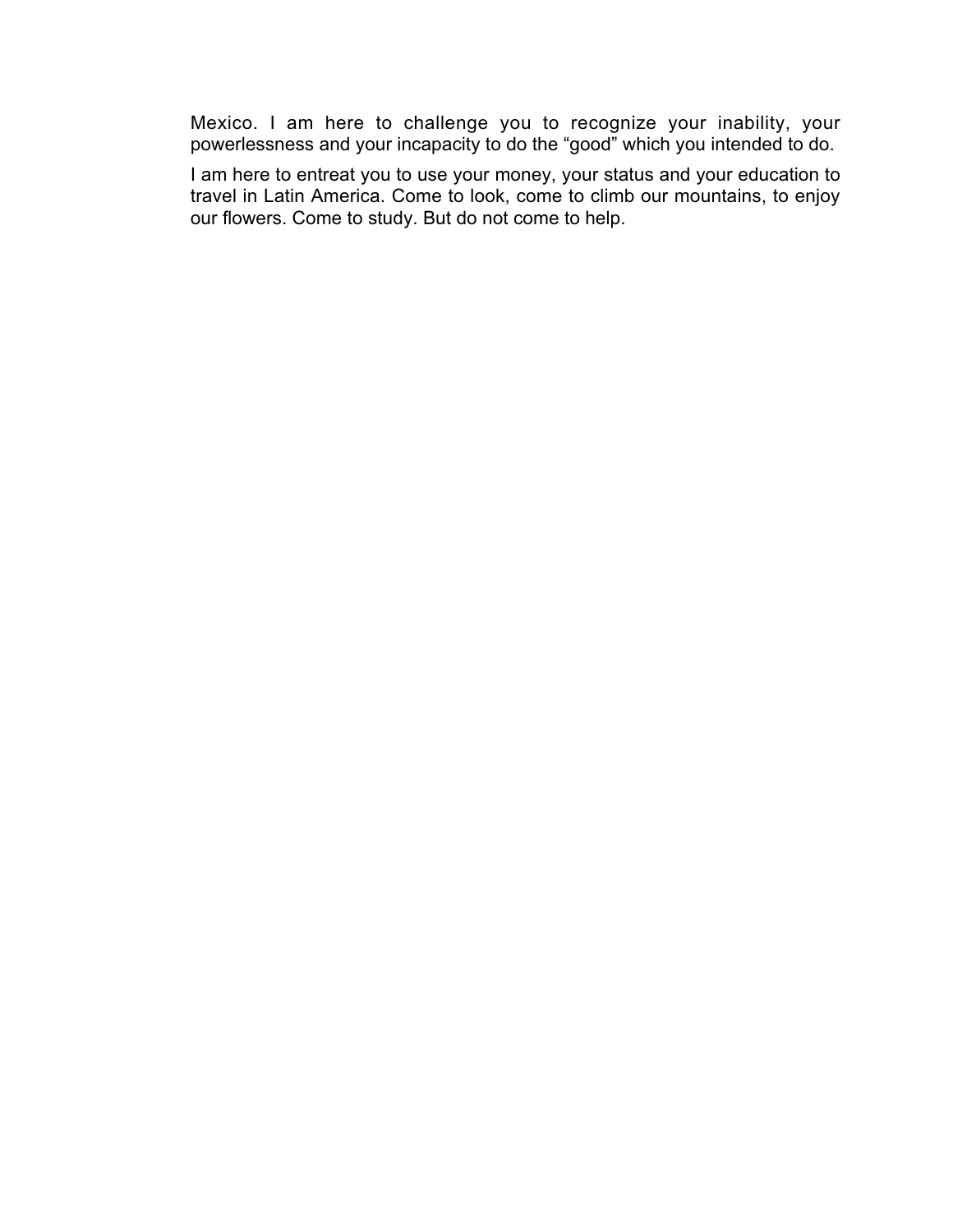Mexico. I am here to challenge you to recognize your inability, your powerlessness and your incapacity to do the “good” which you intended to do.

I am here to entreat you to use your money, your status and your education to travel in Latin America. Come to look, come to climb our mountains, to enjoy our flowers. Come to study. But do not come to help.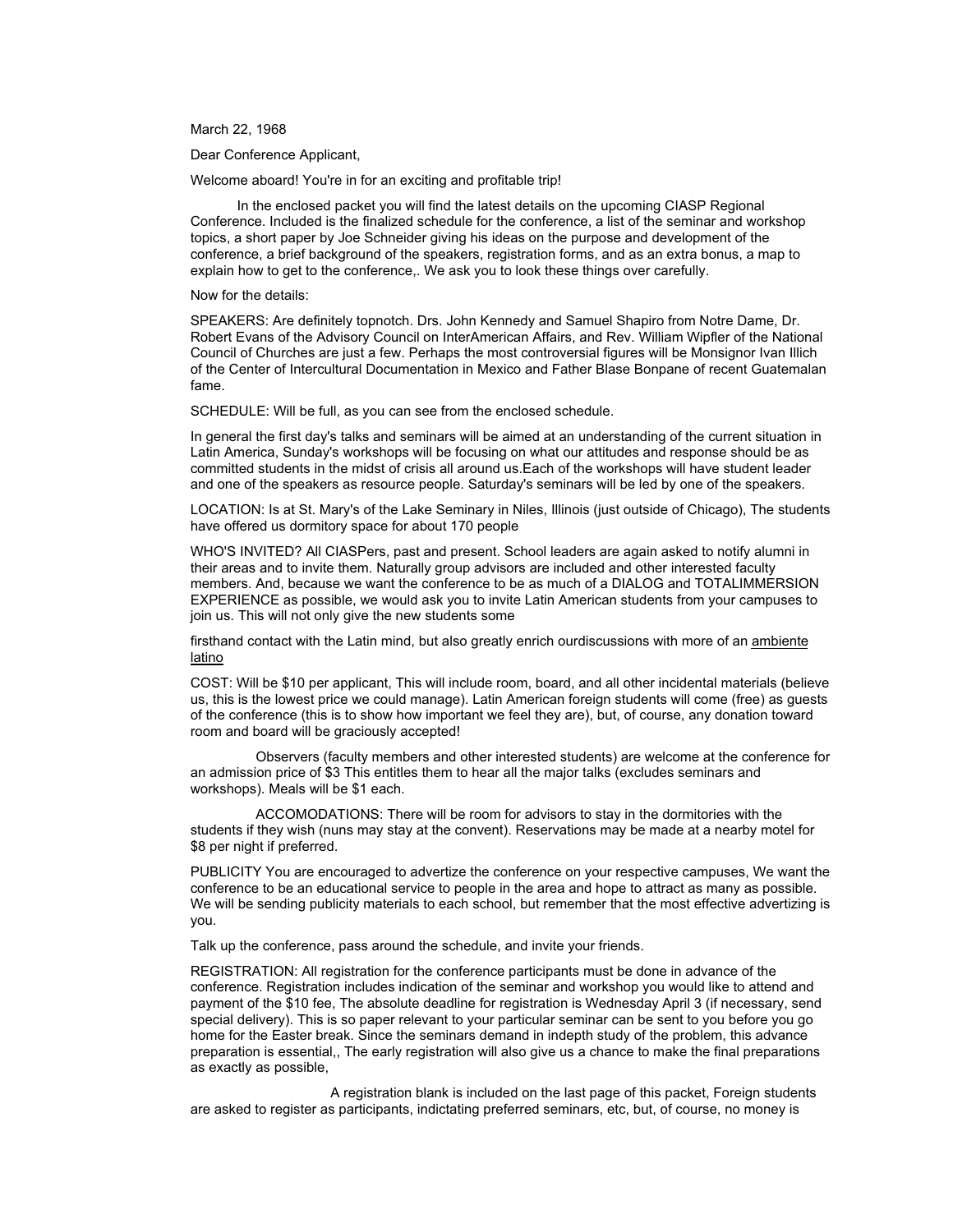March 22, 1968

Dear Conference Applicant,

Welcome aboard! You're in for an exciting and profitable trip!

In the enclosed packet you will find the latest details on the upcoming CIASP Regional Conference. Included is the finalized schedule for the conference, a list of the seminar and workshop topics, a short paper by Joe Schneider giving his ideas on the purpose and development of the conference, a brief background of the speakers, registration forms, and as an extra bonus, a map to explain how to get to the conference,. We ask you to look these things over carefully.

Now for the details:

SPEAKERS: Are definitely topnotch. Drs. John Kennedy and Samuel Shapiro from Notre Dame, Dr. Robert Evans of the Advisory Council on InterAmerican Affairs, and Rev. William Wipfler of the National Council of Churches are just a few. Perhaps the most controversial figures will be Monsignor Ivan Illich of the Center of Intercultural Documentation in Mexico and Father Blase Bonpane of recent Guatemalan fame.

SCHEDULE: Will be full, as you can see from the enclosed schedule.

In general the first day's talks and seminars will be aimed at an understanding of the current situation in Latin America, Sunday's workshops will be focusing on what our attitudes and response should be as committed students in the midst of crisis all around us.Each of the workshops will have student leader and one of the speakers as resource people. Saturday's seminars will be led by one of the speakers.

LOCATION: Is at St. Mary's of the Lake Seminary in Niles, Illinois (just outside of Chicago), The students have offered us dormitory space for about 170 people

WHO'S INVITED? All CIASPers, past and present. School leaders are again asked to notify alumni in their areas and to invite them. Naturally group advisors are included and other interested faculty members. And, because we want the conference to be as much of a DIALOG and TOTALIMMERSION EXPERIENCE as possible, we would ask you to invite Latin American students from your campuses to join us. This will not only give the new students some

firsthand contact with the Latin mind, but also greatly enrich ourdiscussions with more of an <u>ambiente latino</u>

COST: Will be $10 per applicant, This will include room, board, and all other incidental materials (believe us, this is the lowest price we could manage). Latin American foreign students will come (free) as guests of the conference (this is to show how important we feel they are), but, of course, any donation toward room and board will be graciously accepted!

Observers (faculty members and other interested students) are welcome at the conference for an admission price of $3 This entitles them to hear all the major talks (excludes seminars and workshops). Meals will be $1 each.

ACCOMODATIONS: There will be room for advisors to stay in the dormitories with the students if they wish (nuns may stay at the convent). Reservations may be made at a nearby motel for $8 per night if preferred.

PUBLICITY You are encouraged to advertize the conference on your respective campuses, We want the conference to be an educational service to people in the area and hope to attract as many as possible. We will be sending publicity materials to each school, but remember that the most effective advertizing is you.

Talk up the conference, pass around the schedule, and invite your friends.

REGISTRATION: All registration for the conference participants must be done in advance of the conference. Registration includes indication of the seminar and workshop you would like to attend and payment of the $10 fee, The absolute deadline for registration is Wednesday April 3 (if necessary, send special delivery). This is so paper relevant to your particular seminar can be sent to you before you go home for the Easter break. Since the seminars demand in indepth study of the problem, this advance preparation is essential,, The early registration will also give us a chance to make the final preparations as exactly as possible,

A registration blank is included on the last page of this packet, Foreign students are asked to register as participants, indictating preferred seminars, etc, but, of course, no money is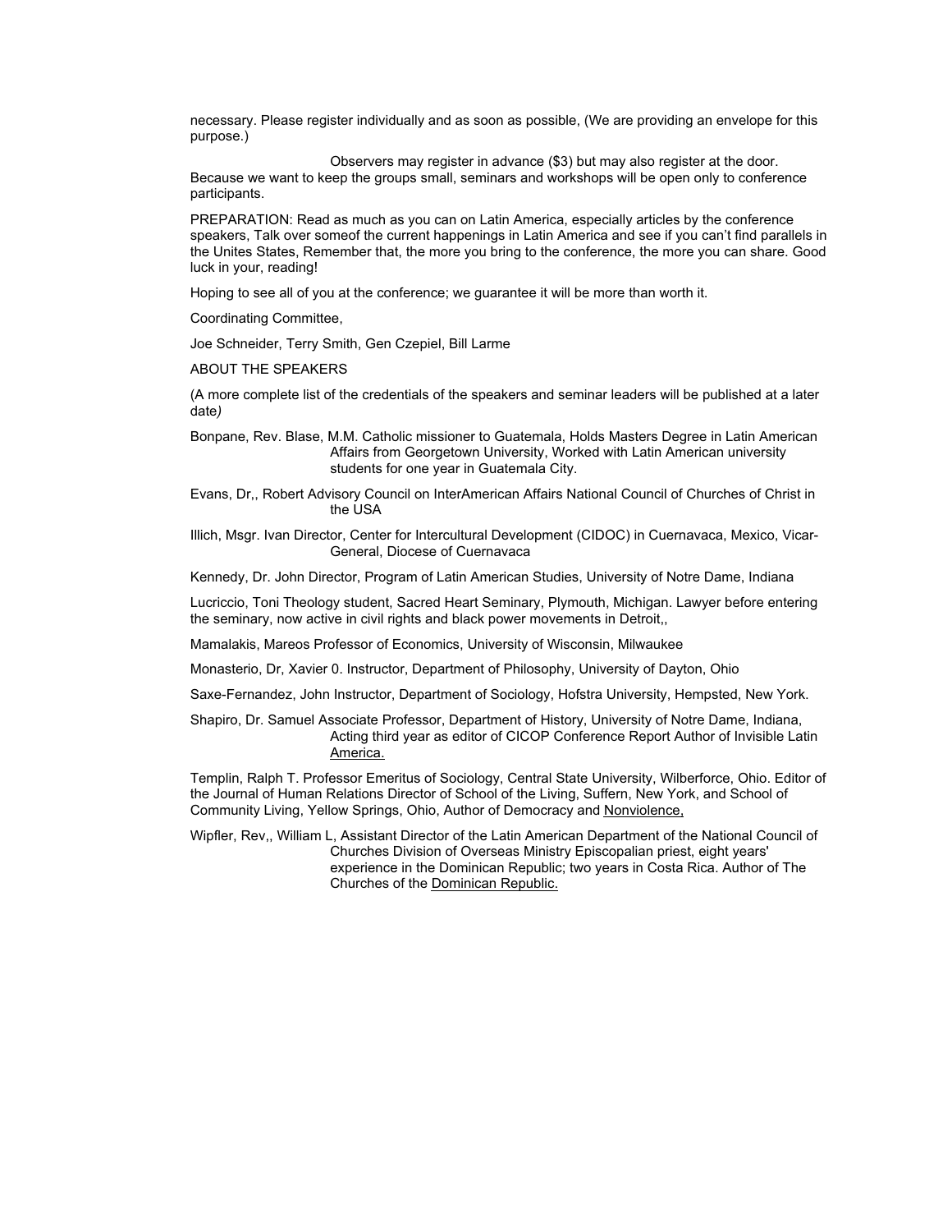necessary. Please register individually and as soon as possible, (We are providing an envelope for this purpose.)

Observers may register in advance ($3) but may also register at the door. Because we want to keep the groups small, seminars and workshops will be open only to conference participants.

PREPARATION: Read as much as you can on Latin America, especially articles by the conference speakers, Talk over someof the current happenings in Latin America and see if you can't find parallels in the Unites States, Remember that, the more you bring to the conference, the more you can share. Good luck in your, reading!

Hoping to see all of you at the conference; we guarantee it will be more than worth it.

Coordinating Committee,

Joe Schneider, Terry Smith, Gen Czepiel, Bill Larme

ABOUT THE SPEAKERS

(A more complete list of the credentials of the speakers and seminar leaders will be published at a later date)

Bonpane, Rev. Blase, M.M. Catholic missioner to Guatemala, Holds Masters Degree in Latin American Affairs from Georgetown University, Worked with Latin American university students for one year in Guatemala City.

Evans, Dr,, Robert Advisory Council on InterAmerican Affairs National Council of Churches of Christ in the USA

Illich, Msgr. Ivan Director, Center for Intercultural Development (CIDOC) in Cuernavaca, Mexico, Vicar-General, Diocese of Cuernavaca

Kennedy, Dr. John Director, Program of Latin American Studies, University of Notre Dame, Indiana

Lucriccio, Toni Theology student, Sacred Heart Seminary, Plymouth, Michigan. Lawyer before entering the seminary, now active in civil rights and black power movements in Detroit,,

Mamalakis, Mareos Professor of Economics, University of Wisconsin, Milwaukee

Monasterio, Dr, Xavier 0. Instructor, Department of Philosophy, University of Dayton, Ohio

Saxe-Fernandez, John Instructor, Department of Sociology, Hofstra University, Hempsted, New York.

Shapiro, Dr. Samuel Associate Professor, Department of History, University of Notre Dame, Indiana, Acting third year as editor of CICOP Conference Report Author of Invisible Latin America.

Templin, Ralph T. Professor Emeritus of Sociology, Central State University, Wilberforce, Ohio. Editor of the Journal of Human Relations Director of School of the Living, Suffern, New York, and School of Community Living, Yellow Springs, Ohio, Author of Democracy and Nonviolence,

Wipfler, Rev,, William L, Assistant Director of the Latin American Department of the National Council of Churches Division of Overseas Ministry Episcopalian priest, eight years' experience in the Dominican Republic; two years in Costa Rica. Author of The Churches of the Dominican Republic.